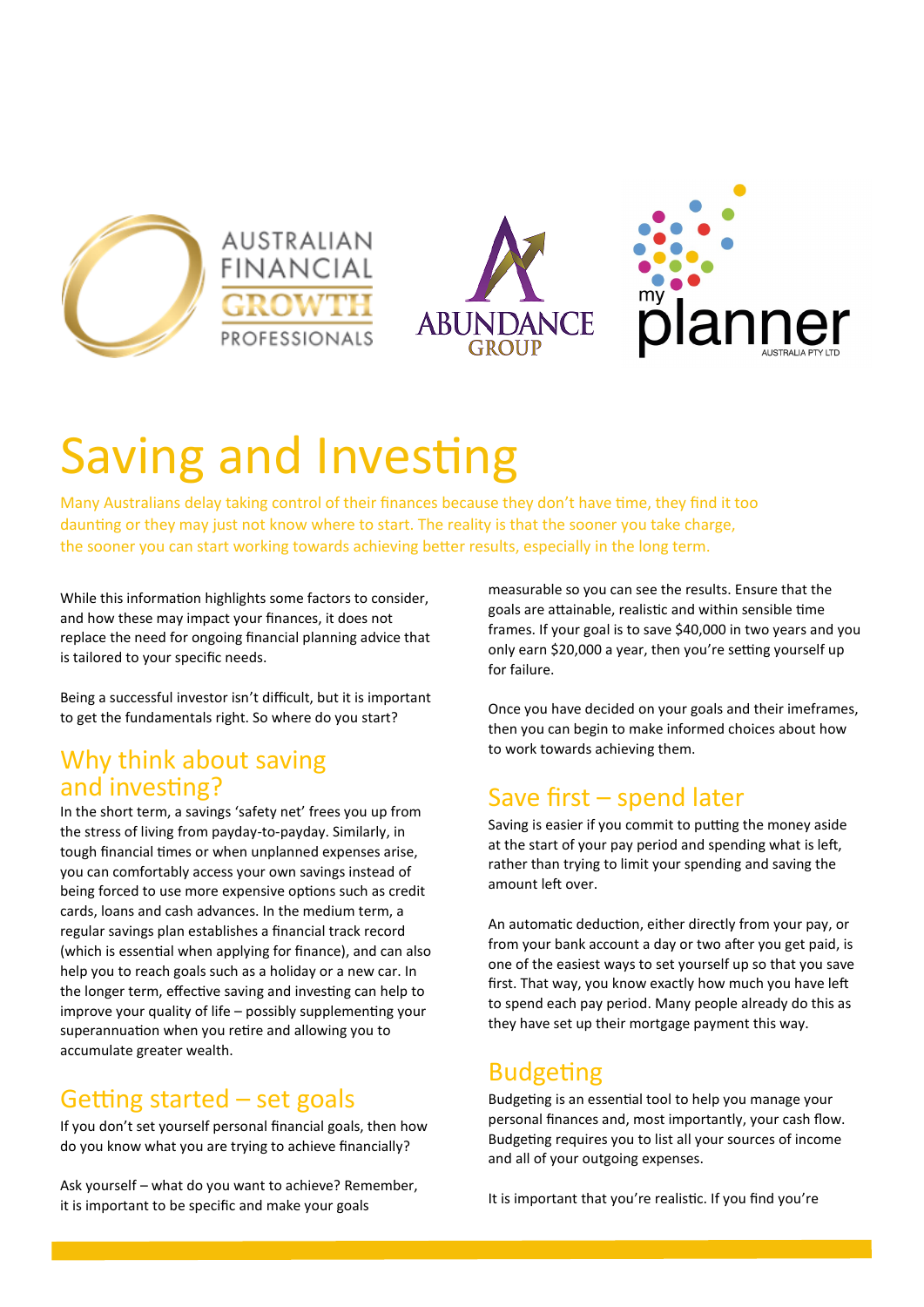# Saving and Investing

Many Australians delay taking control of their finances because they don't have time, they find it too daunting or they may just not know where to start. The reality is that the sooner you take charge, the sooner you can start working towards achieving better results, especially in the long term.

While this information highlights some factors to consider, and how these may impact your finances, it does not replace the need for ongoing financial planning advice that is tailored to your specific needs.

Being a successful investor isn't difficult, but it is important to get the fundamentals right. So where do you start?

## Why think about saving and investing?

In the short term, a savings 'safety net' frees you up from the stress of living from payday-to-payday. Similarly, in tough financial times or when unplanned expenses arise, you can comfortably access your own savings instead of being forced to use more expensive options such as credit cards, loans and cash advances. In the medium term, a regular savings plan establishes a financial track record (which is essential when applying for finance), and can also help you to reach goals such as a holiday or a new car. In the longer term, effective saving and investing can help to improve your quality of life – possibly supplementing your superannuation when you retire and allowing you to accumulate greater wealth.

## Getting started – set goals

If you don't set yourself personal financial goals, then how do you know what you are trying to achieve financially?

Ask yourself – what do you want to achieve? Remember, it is important to be specific and make your goals measurable so you can see the results. Ensure that the goals are attainable, realistic and within sensible time frames. If your goal is to save $40,000 in two years and you only earn $20,000 a year, then you're setting yourself up for failure.

Once you have decided on your goals and their imeframes, then you can begin to make informed choices about how to work towards achieving them.

## Save first – spend later

Saving is easier if you commit to putting the money aside at the start of your pay period and spending what is left, rather than trying to limit your spending and saving the amount left over.

An automatic deduction, either directly from your pay, or from your bank account a day or two after you get paid, is one of the easiest ways to set yourself up so that you save first. That way, you know exactly how much you have left to spend each pay period. Many people already do this as they have set up their mortgage payment this way.

## Budgeting

Budgeting is an essential tool to help you manage your personal finances and, most importantly, your cash flow. Budgeting requires you to list all your sources of income and all of your outgoing expenses.

It is important you're realistic. If you find you're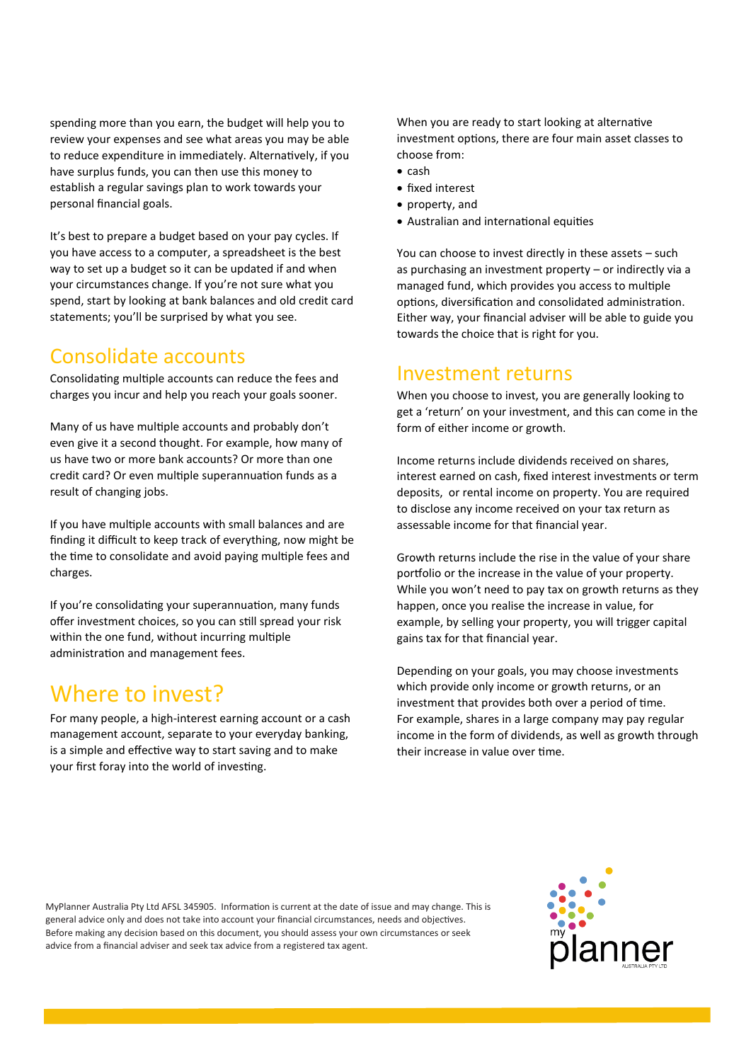spending more than you earn, the budget will help you to review your expenses and see what areas you may be able to reduce expenditure in immediately. Alternatively, if you have surplus funds, you can then use this money to establish a regular savings plan to work towards your personal financial goals.

It's best to prepare a budget based on your pay cycles. If you have access to a computer, a spreadsheet is the best way to set up a budget so it can be updated if and when your circumstances change. If you're not sure what you spend, start by looking at bank balances and old credit card statements; you'll be surprised by what you see.

## Consolidate accounts

Consolidating multiple accounts can reduce the fees and charges you incur and help you reach your goals sooner.

Many of us have multiple accounts and probably don't even give it a second thought. For example, how many of us have two or more bank accounts? Or more than one credit card? Or even multiple superannuation funds as a result of changing jobs.

If you have multiple accounts with small balances and are finding it difficult to keep track of everything, now might be the time to consolidate and avoid paying multiple fees and charges.

If you're consolidating your superannuation, many funds offer investment choices, so you can still spread your risk within the one fund, without incurring multiple administration and management fees.

## Where to invest?

For many people, a high-interest earning account or a cash management account, separate to your everyday banking, is a simple and effective way to start saving and to make your first foray into the world of investing.

When you are ready to start looking at alternative investment options, there are four main asset classes to choose from:

- cash
- fixed interest
- property, and
- Australian and international equities

You can choose to invest directly in these assets – such as purchasing an investment property – or indirectly via a managed fund, which provides you access to multiple options, diversification and consolidated administration. Either way, your financial adviser will be able to guide you towards the choice that is right for you.

## Investment returns

When you choose to invest, you are generally looking to get a 'return' on your investment, and this can come in the form of either income or growth.

Income returns include dividends received on shares, interest earned on cash, fixed interest investments or term deposits, or rental income on property. You are required to disclose any income received on your tax return as assessable income for that financial year.

Growth returns include the rise in the value of your share portfolio or the increase in the value of your property. While you won't need to pay tax on growth returns as they happen, once you realise the increase in value, for example, by selling your property, you will trigger capital gains tax for that financial year.

Depending on your goals, you may choose investments which provide only income or growth returns, or an investment that provides both over a period of time. For example, shares in a large company may pay regular income in the form of dividends, as well as growth through their increase in value over time.

MyPlanner Australia Pty Ltd AFSL 345905. Information is current at the date of issue and may change. This is general advice only and does not take into account your financial circumstances, needs and objectives. Before making any decision based on this document, you should assess your own circumstances or seek advice from a financial adviser and seek tax advice from a registered tax agent.

my planner AUSTRALIA PTY LTD